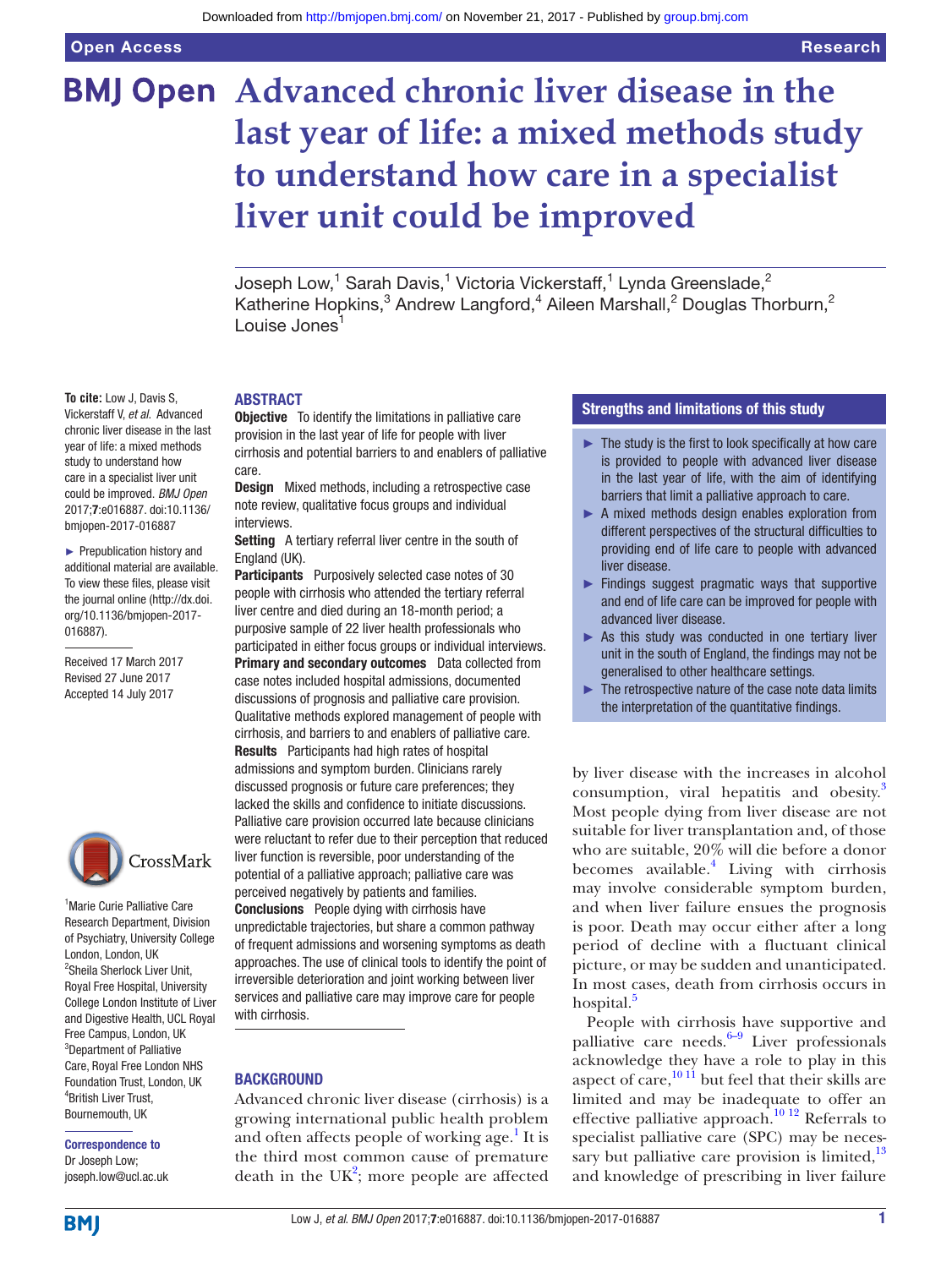# Advanced chronic liver disease in the last year of life: a mixed methods study to understand how care in a specialist liver unit could be improved

Joseph Low,[1] Sarah Davis,[1] Victoria Vickerstaff,[1] Lynda Greenslade,[2] Katherine Hopkins,[3] Andrew Langford,[4] Aileen Marshall,[2] Douglas Thorburn,[2] Louise Jones[1]

**To cite:** Low J, Davis S, Vickerstaff V, *et al*. Advanced chronic liver disease in the last year of life: a mixed methods study to understand how care in a specialist liver unit could be improved. *BMJ Open* 2017;**7**:e016887. doi:10.1136/bmjopen-2017-016887

► Prepublication history and additional material are available. To view these files, please visit the journal online (http://dx.doi.org/10.1136/bmjopen-2017-016887).

Received 17 March 2017
Revised 27 June 2017
Accepted 14 July 2017

[1]Marie Curie Palliative Care Research Department, Division of Psychiatry, University College London, London, UK
[2]Sheila Sherlock Liver Unit, Royal Free Hospital, University College London Institute of Liver and Digestive Health, UCL Royal Free Campus, London, UK
[3]Department of Palliative Care, Royal Free London NHS Foundation Trust, London, UK
[4]British Liver Trust, Bournemouth, UK

**Correspondence to**
Dr Joseph Low;
joseph.low@ucl.ac.uk

## ABSTRACT

**Objective** To identify the limitations in palliative care provision in the last year of life for people with liver cirrhosis and potential barriers to and enablers of palliative care.

**Design** Mixed methods, including a retrospective case note review, qualitative focus groups and individual interviews.

**Setting** A tertiary referral liver centre in the south of England (UK).

**Participants** Purposively selected case notes of 30 people with cirrhosis who attended the tertiary referral liver centre and died during an 18-month period; a purposive sample of 22 liver health professionals who participated in either focus groups or individual interviews.

**Primary and secondary outcomes** Data collected from case notes included hospital admissions, documented discussions of prognosis and palliative care provision. Qualitative methods explored management of people with cirrhosis, and barriers to and enablers of palliative care.

**Results** Participants had high rates of hospital admissions and symptom burden. Clinicians rarely discussed prognosis or future care preferences; they lacked the skills and confidence to initiate discussions. Palliative care provision occurred late because clinicians were reluctant to refer due to their perception that reduced liver function is reversible, poor understanding of the potential of a palliative approach; palliative care was perceived negatively by patients and families.

**Conclusions** People dying with cirrhosis have unpredictable trajectories, but share a common pathway of frequent admissions and worsening symptoms as death approaches. The use of clinical tools to identify the point of irreversible deterioration and joint working between liver services and palliative care may improve care for people with cirrhosis.

## Strengths and limitations of this study

- ► The study is the first to look specifically at how care is provided to people with advanced liver disease in the last year of life, with the aim of identifying barriers that limit a palliative approach to care.
- ► A mixed methods design enables exploration from different perspectives of the structural difficulties to providing end of life care to people with advanced liver disease.
- ► Findings suggest pragmatic ways that supportive and end of life care can be improved for people with advanced liver disease.
- ► As this study was conducted in one tertiary liver unit in the south of England, the findings may not be generalised to other healthcare settings.
- ► The retrospective nature of the case note data limits the interpretation of the quantitative findings.

## BACKGROUND

Advanced chronic liver disease (cirrhosis) is a growing international public health problem and often affects people of working age.[1] It is the third most common cause of premature death in the UK[2]; more people are affected by liver disease with the increases in alcohol consumption, viral hepatitis and obesity.[3] Most people dying from liver disease are not suitable for liver transplantation and, of those who are suitable, 20% will die before a donor becomes available.[4] Living with cirrhosis may involve considerable symptom burden, and when liver failure ensues the prognosis is poor. Death may occur either after a long period of decline with a fluctuant clinical picture, or may be sudden and unanticipated. In most cases, death from cirrhosis occurs in hospital.[5]

People with cirrhosis have supportive and palliative care needs.[6–9] Liver professionals acknowledge they have a role to play in this aspect of care,[10 11] but feel that their skills are limited and may be inadequate to offer an effective palliative approach.[10 12] Referrals to specialist palliative care (SPC) may be necessary but palliative care provision is limited,[13] and knowledge of prescribing in liver failure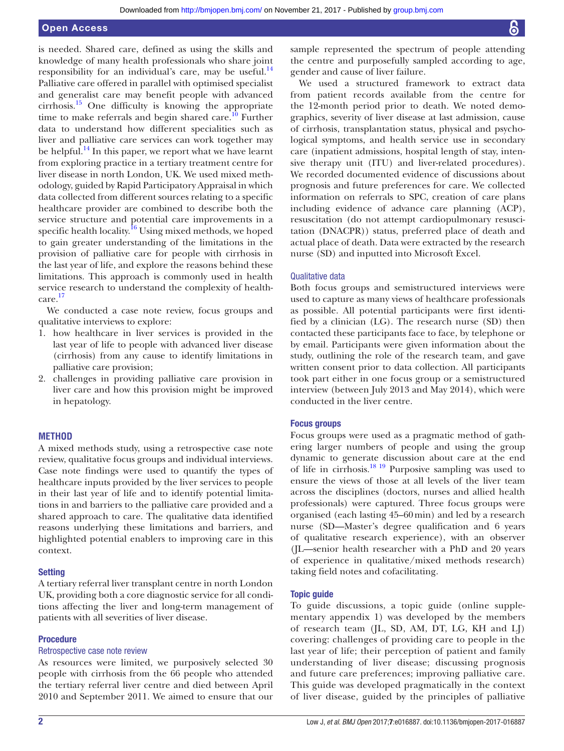is needed. Shared care, defined as using the skills and knowledge of many health professionals who share joint responsibility for an individual's care, may be useful.[14] Palliative care offered in parallel with optimised specialist and generalist care may benefit people with advanced cirrhosis.[15] One difficulty is knowing the appropriate time to make referrals and begin shared care.[10] Further data to understand how different specialities such as liver and palliative care services can work together may be helpful.[14] In this paper, we report what we have learnt from exploring practice in a tertiary treatment centre for liver disease in north London, UK. We used mixed methodology, guided by Rapid Participatory Appraisal in which data collected from different sources relating to a specific healthcare provider are combined to describe both the service structure and potential care improvements in a specific health locality.[16] Using mixed methods, we hoped to gain greater understanding of the limitations in the provision of palliative care for people with cirrhosis in the last year of life, and explore the reasons behind these limitations. This approach is commonly used in health service research to understand the complexity of healthcare.[17]

We conducted a case note review, focus groups and qualitative interviews to explore:

1. how healthcare in liver services is provided in the last year of life to people with advanced liver disease (cirrhosis) from any cause to identify limitations in palliative care provision;
2. challenges in providing palliative care provision in liver care and how this provision might be improved in hepatology.

## METHOD

A mixed methods study, using a retrospective case note review, qualitative focus groups and individual interviews. Case note findings were used to quantify the types of healthcare inputs provided by the liver services to people in their last year of life and to identify potential limitations in and barriers to the palliative care provided and a shared approach to care. The qualitative data identified reasons underlying these limitations and barriers, and highlighted potential enablers to improving care in this context.

### Setting

A tertiary referral liver transplant centre in north London UK, providing both a core diagnostic service for all conditions affecting the liver and long-term management of patients with all severities of liver disease.

### Procedure

#### Retrospective case note review

As resources were limited, we purposively selected 30 people with cirrhosis from the 66 people who attended the tertiary referral liver centre and died between April 2010 and September 2011. We aimed to ensure that our sample represented the spectrum of people attending the centre and purposefully sampled according to age, gender and cause of liver failure.

We used a structured framework to extract data from patient records available from the centre for the 12-month period prior to death. We noted demographics, severity of liver disease at last admission, cause of cirrhosis, transplantation status, physical and psychological symptoms, and health service use in secondary care (inpatient admissions, hospital length of stay, intensive therapy unit (ITU) and liver-related procedures). We recorded documented evidence of discussions about prognosis and future preferences for care. We collected information on referrals to SPC, creation of care plans including evidence of advance care planning (ACP), resuscitation (do not attempt cardiopulmonary resuscitation (DNACPR)) status, preferred place of death and actual place of death. Data were extracted by the research nurse (SD) and inputted into Microsoft Excel.

#### Qualitative data

Both focus groups and semistructured interviews were used to capture as many views of healthcare professionals as possible. All potential participants were first identified by a clinician (LG). The research nurse (SD) then contacted these participants face to face, by telephone or by email. Participants were given information about the study, outlining the role of the research team, and gave written consent prior to data collection. All participants took part either in one focus group or a semistructured interview (between July 2013 and May 2014), which were conducted in the liver centre.

### Focus groups

Focus groups were used as a pragmatic method of gathering larger numbers of people and using the group dynamic to generate discussion about care at the end of life in cirrhosis.[18,19] Purposive sampling was used to ensure the views of those at all levels of the liver team across the disciplines (doctors, nurses and allied health professionals) were captured. Three focus groups were organised (each lasting 45–60 min) and led by a research nurse (SD—Master's degree qualification and 6 years of qualitative research experience), with an observer (JL—senior health researcher with a PhD and 20 years of experience in qualitative/mixed methods research) taking field notes and cofacilitating.

### Topic guide

To guide discussions, a topic guide (online supplementary appendix 1) was developed by the members of research team (JL, SD, AM, DT, LG, KH and LJ) covering: challenges of providing care to people in the last year of life; their perception of patient and family understanding of liver disease; discussing prognosis and future care preferences; improving palliative care. This guide was developed pragmatically in the context of liver disease, guided by the principles of palliative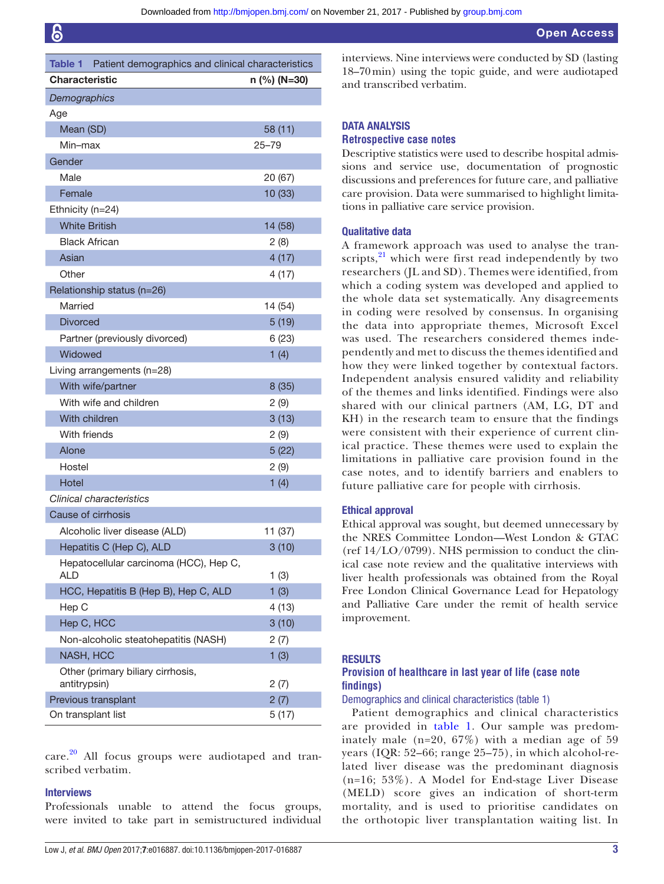**Table 1** Patient demographics and clinical characteristics

| Characteristic | n (%) (N=30) |
|---|---|
| *Demographics* | |
| Age | |
| Mean (SD) | 58 (11) |
| Min–max | 25–79 |
| Gender | |
| Male | 20 (67) |
| Female | 10 (33) |
| Ethnicity (n=24) | |
| White British | 14 (58) |
| Black African | 2 (8) |
| Asian | 4 (17) |
| Other | 4 (17) |
| Relationship status (n=26) | |
| Married | 14 (54) |
| Divorced | 5 (19) |
| Partner (previously divorced) | 6 (23) |
| Widowed | 1 (4) |
| Living arrangements (n=28) | |
| With wife/partner | 8 (35) |
| With wife and children | 2 (9) |
| With children | 3 (13) |
| With friends | 2 (9) |
| Alone | 5 (22) |
| Hostel | 2 (9) |
| Hotel | 1 (4) |
| *Clinical characteristics* | |
| Cause of cirrhosis | |
| Alcoholic liver disease (ALD) | 11 (37) |
| Hepatitis C (Hep C), ALD | 3 (10) |
| Hepatocellular carcinoma (HCC), Hep C, ALD | 1 (3) |
| HCC, Hepatitis B (Hep B), Hep C, ALD | 1 (3) |
| Hep C | 4 (13) |
| Hep C, HCC | 3 (10) |
| Non-alcoholic steatohepatitis (NASH) | 2 (7) |
| NASH, HCC | 1 (3) |
| Other (primary biliary cirrhosis, antitrypsin) | 2 (7) |
| Previous transplant | 2 (7) |
| On transplant list | 5 (17) |

care.[20] All focus groups were audiotaped and transcribed verbatim.

### Interviews

Professionals unable to attend the focus groups, were invited to take part in semistructured individual interviews. Nine interviews were conducted by SD (lasting 18–70 min) using the topic guide, and were audiotaped and transcribed verbatim.

## DATA ANALYSIS

### Retrospective case notes

Descriptive statistics were used to describe hospital admissions and service use, documentation of prognostic discussions and preferences for future care, and palliative care provision. Data were summarised to highlight limitations in palliative care service provision.

### Qualitative data

A framework approach was used to analyse the transcripts,[21] which were first read independently by two researchers (JL and SD). Themes were identified, from which a coding system was developed and applied to the whole data set systematically. Any disagreements in coding were resolved by consensus. In organising the data into appropriate themes, Microsoft Excel was used. The researchers considered themes independently and met to discuss the themes identified and how they were linked together by contextual factors. Independent analysis ensured validity and reliability of the themes and links identified. Findings were also shared with our clinical partners (AM, LG, DT and KH) in the research team to ensure that the findings were consistent with their experience of current clinical practice. These themes were used to explain the limitations in palliative care provision found in the case notes, and to identify barriers and enablers to future palliative care for people with cirrhosis.

### Ethical approval

Ethical approval was sought, but deemed unnecessary by the NRES Committee London—West London & GTAC (ref 14/LO/0799). NHS permission to conduct the clinical case note review and the qualitative interviews with liver health professionals was obtained from the Royal Free London Clinical Governance Lead for Hepatology and Palliative Care under the remit of health service improvement.

## RESULTS

### Provision of healthcare in last year of life (case note findings)

#### Demographics and clinical characteristics (table 1)

Patient demographics and clinical characteristics are provided in table 1. Our sample was predominately male (n=20, 67%) with a median age of 59 years (IQR: 52–66; range 25–75), in which alcohol-related liver disease was the predominant diagnosis (n=16; 53%). A Model for End-stage Liver Disease (MELD) score gives an indication of short-term mortality, and is used to prioritise candidates on the orthotopic liver transplantation waiting list. In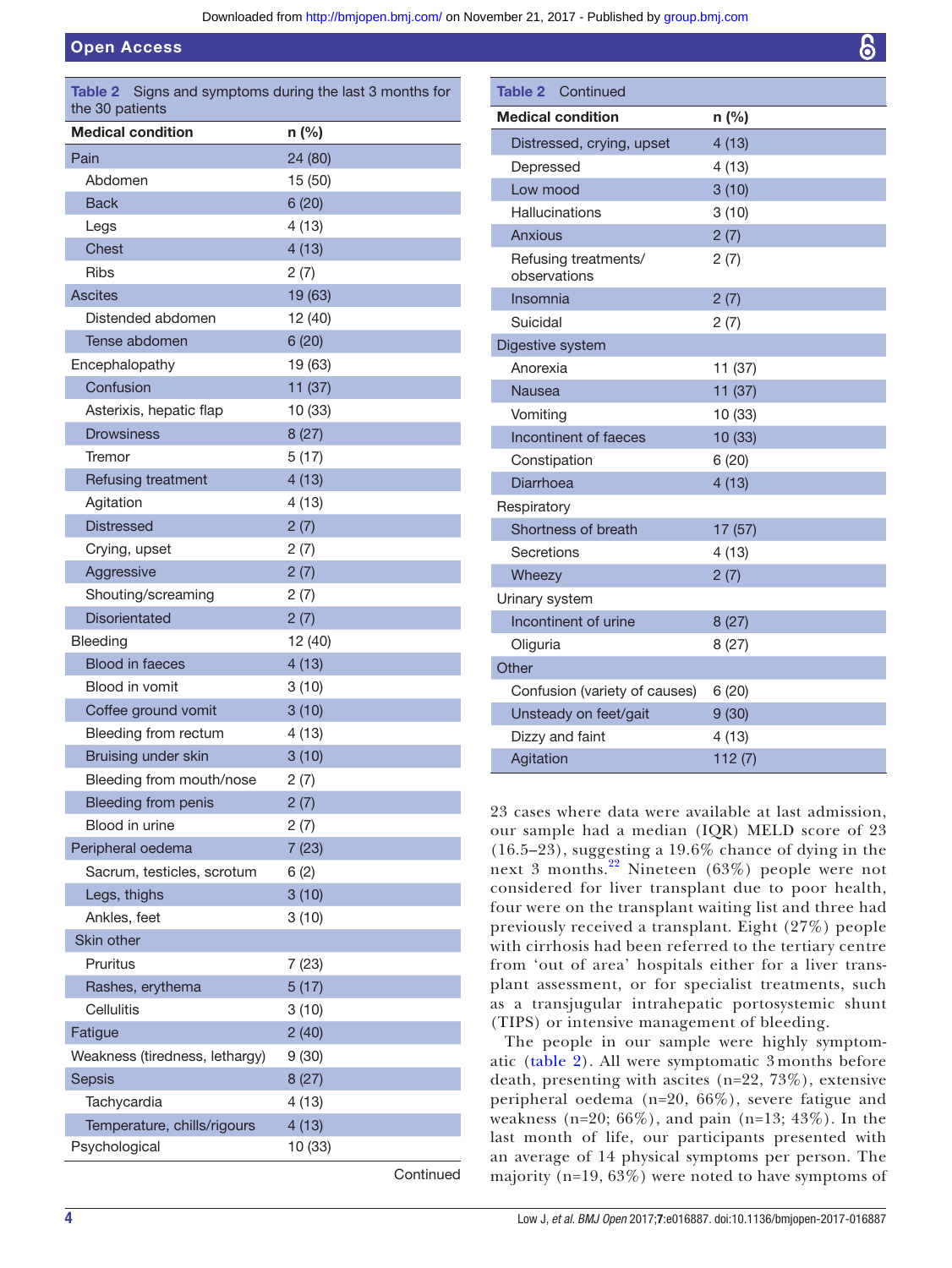**Table 2** Signs and symptoms during the last 3 months for the 30 patients

| Medical condition | n (%) |
|---|---|
| Pain | 24 (80) |
| Abdomen | 15 (50) |
| Back | 6 (20) |
| Legs | 4 (13) |
| Chest | 4 (13) |
| Ribs | 2 (7) |
| Ascites | 19 (63) |
| Distended abdomen | 12 (40) |
| Tense abdomen | 6 (20) |
| Encephalopathy | 19 (63) |
| Confusion | 11 (37) |
| Asterixis, hepatic flap | 10 (33) |
| Drowsiness | 8 (27) |
| Tremor | 5 (17) |
| Refusing treatment | 4 (13) |
| Agitation | 4 (13) |
| Distressed | 2 (7) |
| Crying, upset | 2 (7) |
| Aggressive | 2 (7) |
| Shouting/screaming | 2 (7) |
| Disorientated | 2 (7) |
| Bleeding | 12 (40) |
| Blood in faeces | 4 (13) |
| Blood in vomit | 3 (10) |
| Coffee ground vomit | 3 (10) |
| Bleeding from rectum | 4 (13) |
| Bruising under skin | 3 (10) |
| Bleeding from mouth/nose | 2 (7) |
| Bleeding from penis | 2 (7) |
| Blood in urine | 2 (7) |
| Peripheral oedema | 7 (23) |
| Sacrum, testicles, scrotum | 6 (2) |
| Legs, thighs | 3 (10) |
| Ankles, feet | 3 (10) |
| Skin other | |
| Pruritus | 7 (23) |
| Rashes, erythema | 5 (17) |
| Cellulitis | 3 (10) |
| Fatigue | 2 (40) |
| Weakness (tiredness, lethargy) | 9 (30) |
| Sepsis | 8 (27) |
| Tachycardia | 4 (13) |
| Temperature, chills/rigours | 4 (13) |
| Psychological | 10 (33) |
| Distressed, crying, upset | 4 (13) |
| Depressed | 4 (13) |
| Low mood | 3 (10) |
| Hallucinations | 3 (10) |
| Anxious | 2 (7) |
| Refusing treatments/ observations | 2 (7) |
| Insomnia | 2 (7) |
| Suicidal | 2 (7) |
| Digestive system | |
| Anorexia | 11 (37) |
| Nausea | 11 (37) |
| Vomiting | 10 (33) |
| Incontinent of faeces | 10 (33) |
| Constipation | 6 (20) |
| Diarrhoea | 4 (13) |
| Respiratory | |
| Shortness of breath | 17 (57) |
| Secretions | 4 (13) |
| Wheezy | 2 (7) |
| Urinary system | |
| Incontinent of urine | 8 (27) |
| Oliguria | 8 (27) |
| Other | |
| Confusion (variety of causes) | 6 (20) |
| Unsteady on feet/gait | 9 (30) |
| Dizzy and faint | 4 (13) |
| Agitation | 112 (7) |

23 cases where data were available at last admission, our sample had a median (IQR) MELD score of 23 (16.5–23), suggesting a 19.6% chance of dying in the next 3 months.[22] Nineteen (63%) people were not considered for liver transplant due to poor health, four were on the transplant waiting list and three had previously received a transplant. Eight (27%) people with cirrhosis had been referred to the tertiary centre from 'out of area' hospitals either for a liver transplant assessment, or for specialist treatments, such as a transjugular intrahepatic portosystemic shunt (TIPS) or intensive management of bleeding.

The people in our sample were highly symptomatic (table 2). All were symptomatic 3 months before death, presenting with ascites (n=22, 73%), extensive peripheral oedema (n=20, 66%), severe fatigue and weakness (n=20; 66%), and pain (n=13; 43%). In the last month of life, our participants presented with an average of 14 physical symptoms per person. The majority (n=19, 63%) were noted to have symptoms of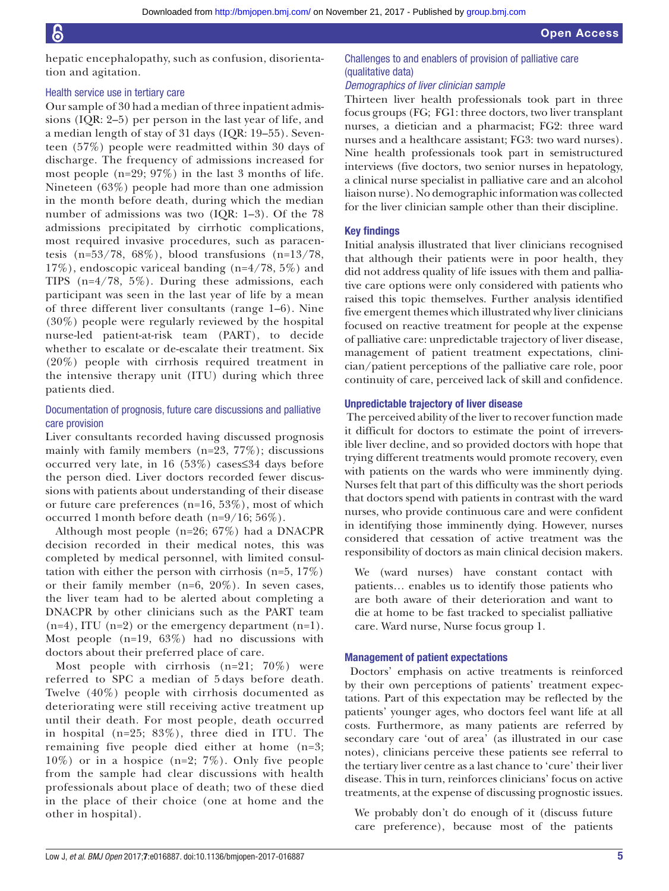hepatic encephalopathy, such as confusion, disorientation and agitation.

### Health service use in tertiary care

Our sample of 30 had a median of three inpatient admissions (IQR: 2–5) per person in the last year of life, and a median length of stay of 31 days (IQR: 19–55). Seventeen (57%) people were readmitted within 30 days of discharge. The frequency of admissions increased for most people (n=29; 97%) in the last 3 months of life. Nineteen (63%) people had more than one admission in the month before death, during which the median number of admissions was two (IQR: 1–3). Of the 78 admissions precipitated by cirrhotic complications, most required invasive procedures, such as paracentesis (n=53/78, 68%), blood transfusions (n=13/78, 17%), endoscopic variceal banding (n=4/78, 5%) and TIPS (n=4/78, 5%). During these admissions, each participant was seen in the last year of life by a mean of three different liver consultants (range 1–6). Nine (30%) people were regularly reviewed by the hospital nurse-led patient-at-risk team (PART), to decide whether to escalate or de-escalate their treatment. Six (20%) people with cirrhosis required treatment in the intensive therapy unit (ITU) during which three patients died.

### Documentation of prognosis, future care discussions and palliative care provision

Liver consultants recorded having discussed prognosis mainly with family members (n=23, 77%); discussions occurred very late, in 16 (53%) cases≤34 days before the person died. Liver doctors recorded fewer discussions with patients about understanding of their disease or future care preferences (n=16, 53%), most of which occurred 1 month before death (n=9/16; 56%).

Although most people (n=26; 67%) had a DNACPR decision recorded in their medical notes, this was completed by medical personnel, with limited consultation with either the person with cirrhosis (n=5, 17%) or their family member (n=6, 20%). In seven cases, the liver team had to be alerted about completing a DNACPR by other clinicians such as the PART team (n=4), ITU (n=2) or the emergency department (n=1). Most people (n=19, 63%) had no discussions with doctors about their preferred place of care.

Most people with cirrhosis (n=21; 70%) were referred to SPC a median of 5 days before death. Twelve (40%) people with cirrhosis documented as deteriorating were still receiving active treatment up until their death. For most people, death occurred in hospital (n=25; 83%), three died in ITU. The remaining five people died either at home (n=3; 10%) or in a hospice (n=2; 7%). Only five people from the sample had clear discussions with health professionals about place of death; two of these died in the place of their choice (one at home and the other in hospital).

### Challenges to and enablers of provision of palliative care (qualitative data)

#### *Demographics of liver clinician sample*

Thirteen liver health professionals took part in three focus groups (FG; FG1: three doctors, two liver transplant nurses, a dietician and a pharmacist; FG2: three ward nurses and a healthcare assistant; FG3: two ward nurses). Nine health professionals took part in semistructured interviews (five doctors, two senior nurses in hepatology, a clinical nurse specialist in palliative care and an alcohol liaison nurse). No demographic information was collected for the liver clinician sample other than their discipline.

### Key findings

Initial analysis illustrated that liver clinicians recognised that although their patients were in poor health, they did not address quality of life issues with them and palliative care options were only considered with patients who raised this topic themselves. Further analysis identified five emergent themes which illustrated why liver clinicians focused on reactive treatment for people at the expense of palliative care: unpredictable trajectory of liver disease, management of patient treatment expectations, clinician/patient perceptions of the palliative care role, poor continuity of care, perceived lack of skill and confidence.

### Unpredictable trajectory of liver disease

The perceived ability of the liver to recover function made it difficult for doctors to estimate the point of irreversible liver decline, and so provided doctors with hope that trying different treatments would promote recovery, even with patients on the wards who were imminently dying. Nurses felt that part of this difficulty was the short periods that doctors spend with patients in contrast with the ward nurses, who provide continuous care and were confident in identifying those imminently dying. However, nurses considered that cessation of active treatment was the responsibility of doctors as main clinical decision makers.

> We (ward nurses) have constant contact with patients… enables us to identify those patients who are both aware of their deterioration and want to die at home to be fast tracked to specialist palliative care. Ward nurse, Nurse focus group 1.

### Management of patient expectations

Doctors' emphasis on active treatments is reinforced by their own perceptions of patients' treatment expectations. Part of this expectation may be reflected by the patients' younger ages, who doctors feel want life at all costs. Furthermore, as many patients are referred by secondary care 'out of area' (as illustrated in our case notes), clinicians perceive these patients see referral to the tertiary liver centre as a last chance to 'cure' their liver disease. This in turn, reinforces clinicians' focus on active treatments, at the expense of discussing prognostic issues.

> We probably don't do enough of it (discuss future care preference), because most of the patients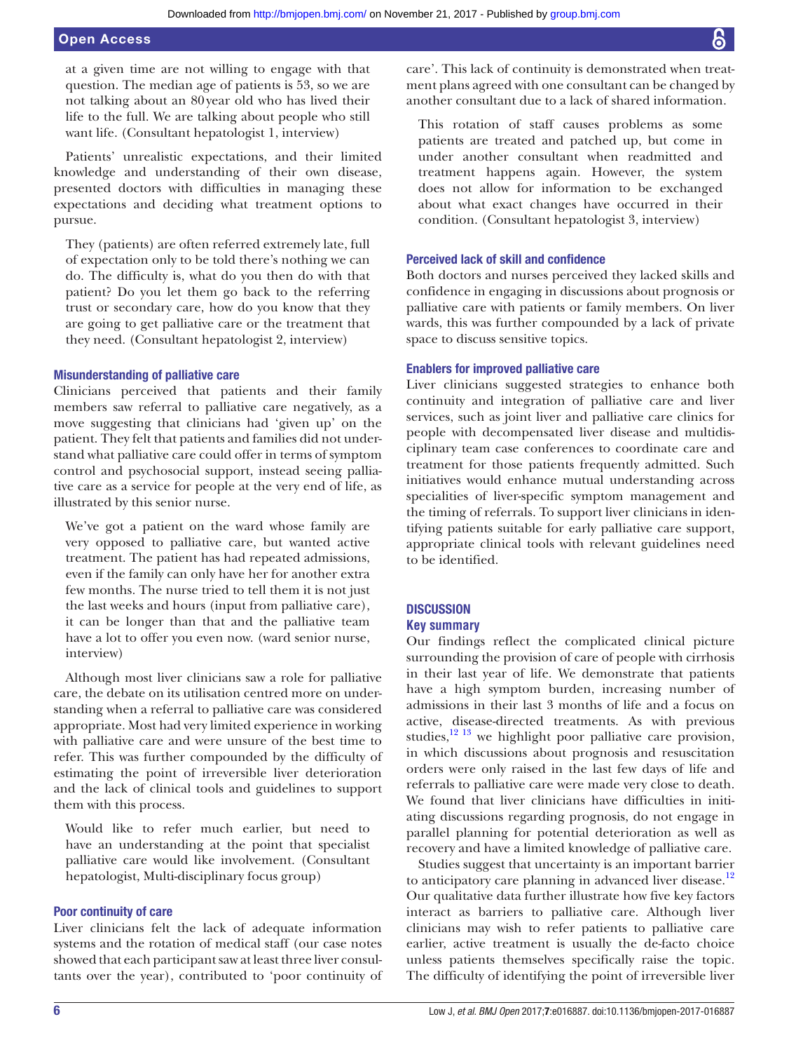at a given time are not willing to engage with that question. The median age of patients is 53, so we are not talking about an 80 year old who has lived their life to the full. We are talking about people who still want life. (Consultant hepatologist 1, interview)

Patients' unrealistic expectations, and their limited knowledge and understanding of their own disease, presented doctors with difficulties in managing these expectations and deciding what treatment options to pursue.

> They (patients) are often referred extremely late, full of expectation only to be told there's nothing we can do. The difficulty is, what do you then do with that patient? Do you let them go back to the referring trust or secondary care, how do you know that they are going to get palliative care or the treatment that they need. (Consultant hepatologist 2, interview)

### Misunderstanding of palliative care

Clinicians perceived that patients and their family members saw referral to palliative care negatively, as a move suggesting that clinicians had 'given up' on the patient. They felt that patients and families did not understand what palliative care could offer in terms of symptom control and psychosocial support, instead seeing palliative care as a service for people at the very end of life, as illustrated by this senior nurse.

> We've got a patient on the ward whose family are very opposed to palliative care, but wanted active treatment. The patient has had repeated admissions, even if the family can only have her for another extra few months. The nurse tried to tell them it is not just the last weeks and hours (input from palliative care), it can be longer than that and the palliative team have a lot to offer you even now. (ward senior nurse, interview)

Although most liver clinicians saw a role for palliative care, the debate on its utilisation centred more on understanding when a referral to palliative care was considered appropriate. Most had very limited experience in working with palliative care and were unsure of the best time to refer. This was further compounded by the difficulty of estimating the point of irreversible liver deterioration and the lack of clinical tools and guidelines to support them with this process.

> Would like to refer much earlier, but need to have an understanding at the point that specialist palliative care would like involvement. (Consultant hepatologist, Multi-disciplinary focus group)

### Poor continuity of care

Liver clinicians felt the lack of adequate information systems and the rotation of medical staff (our case notes showed that each participant saw at least three liver consultants over the year), contributed to 'poor continuity of care'. This lack of continuity is demonstrated when treatment plans agreed with one consultant can be changed by another consultant due to a lack of shared information.

> This rotation of staff causes problems as some patients are treated and patched up, but come in under another consultant when readmitted and treatment happens again. However, the system does not allow for information to be exchanged about what exact changes have occurred in their condition. (Consultant hepatologist 3, interview)

### Perceived lack of skill and confidence

Both doctors and nurses perceived they lacked skills and confidence in engaging in discussions about prognosis or palliative care with patients or family members. On liver wards, this was further compounded by a lack of private space to discuss sensitive topics.

### Enablers for improved palliative care

Liver clinicians suggested strategies to enhance both continuity and integration of palliative care and liver services, such as joint liver and palliative care clinics for people with decompensated liver disease and multidisciplinary team case conferences to coordinate care and treatment for those patients frequently admitted. Such initiatives would enhance mutual understanding across specialities of liver-specific symptom management and the timing of referrals. To support liver clinicians in identifying patients suitable for early palliative care support, appropriate clinical tools with relevant guidelines need to be identified.

## DISCUSSION

### Key summary

Our findings reflect the complicated clinical picture surrounding the provision of care of people with cirrhosis in their last year of life. We demonstrate that patients have a high symptom burden, increasing number of admissions in their last 3 months of life and a focus on active, disease-directed treatments. As with previous studies,[12 13] we highlight poor palliative care provision, in which discussions about prognosis and resuscitation orders were only raised in the last few days of life and referrals to palliative care were made very close to death. We found that liver clinicians have difficulties in initiating discussions regarding prognosis, do not engage in parallel planning for potential deterioration as well as recovery and have a limited knowledge of palliative care.

Studies suggest that uncertainty is an important barrier to anticipatory care planning in advanced liver disease.[12] Our qualitative data further illustrate how five key factors interact as barriers to palliative care. Although liver clinicians may wish to refer patients to palliative care earlier, active treatment is usually the de-facto choice unless patients themselves specifically raise the topic. The difficulty of identifying the point of irreversible liver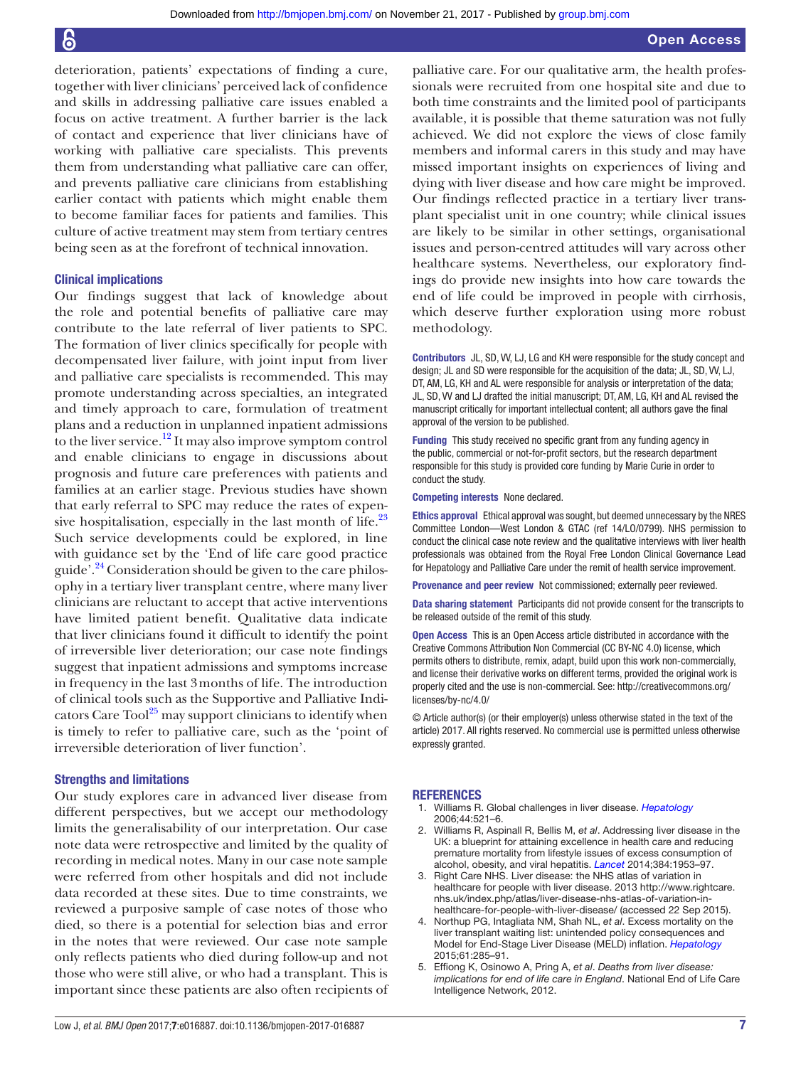deterioration, patients' expectations of finding a cure, together with liver clinicians' perceived lack of confidence and skills in addressing palliative care issues enabled a focus on active treatment. A further barrier is the lack of contact and experience that liver clinicians have of working with palliative care specialists. This prevents them from understanding what palliative care can offer, and prevents palliative care clinicians from establishing earlier contact with patients which might enable them to become familiar faces for patients and families. This culture of active treatment may stem from tertiary centres being seen as at the forefront of technical innovation.

### Clinical implications

Our findings suggest that lack of knowledge about the role and potential benefits of palliative care may contribute to the late referral of liver patients to SPC. The formation of liver clinics specifically for people with decompensated liver failure, with joint input from liver and palliative care specialists is recommended. This may promote understanding across specialties, an integrated and timely approach to care, formulation of treatment plans and a reduction in unplanned inpatient admissions to the liver service.[12] It may also improve symptom control and enable clinicians to engage in discussions about prognosis and future care preferences with patients and families at an earlier stage. Previous studies have shown that early referral to SPC may reduce the rates of expensive hospitalisation, especially in the last month of life.[23] Such service developments could be explored, in line with guidance set by the 'End of life care good practice guide'.[24] Consideration should be given to the care philosophy in a tertiary liver transplant centre, where many liver clinicians are reluctant to accept that active interventions have limited patient benefit. Qualitative data indicate that liver clinicians found it difficult to identify the point of irreversible liver deterioration; our case note findings suggest that inpatient admissions and symptoms increase in frequency in the last 3 months of life. The introduction of clinical tools such as the Supportive and Palliative Indicators Care Tool[25] may support clinicians to identify when is timely to refer to palliative care, such as the 'point of irreversible deterioration of liver function'.

### Strengths and limitations

Our study explores care in advanced liver disease from different perspectives, but we accept our methodology limits the generalisability of our interpretation. Our case note data were retrospective and limited by the quality of recording in medical notes. Many in our case note sample were referred from other hospitals and did not include data recorded at these sites. Due to time constraints, we reviewed a purposive sample of case notes of those who died, so there is a potential for selection bias and error in the notes that were reviewed. Our case note sample only reflects patients who died during follow-up and not those who were still alive, or who had a transplant. This is important since these patients are also often recipients of palliative care. For our qualitative arm, the health professionals were recruited from one hospital site and due to both time constraints and the limited pool of participants available, it is possible that theme saturation was not fully achieved. We did not explore the views of close family members and informal carers in this study and may have missed important insights on experiences of living and dying with liver disease and how care might be improved. Our findings reflected practice in a tertiary liver transplant specialist unit in one country; while clinical issues are likely to be similar in other settings, organisational issues and person-centred attitudes will vary across other healthcare systems. Nevertheless, our exploratory findings do provide new insights into how care towards the end of life could be improved in people with cirrhosis, which deserve further exploration using more robust methodology.

**Contributors** JL, SD, VV, LJ, LG and KH were responsible for the study concept and design; JL and SD were responsible for the acquisition of the data; JL, SD, VV, LJ, DT, AM, LG, KH and AL were responsible for analysis or interpretation of the data; JL, SD, VV and LJ drafted the initial manuscript; DT, AM, LG, KH and AL revised the manuscript critically for important intellectual content; all authors gave the final approval of the version to be published.

**Funding** This study received no specific grant from any funding agency in the public, commercial or not-for-profit sectors, but the research department responsible for this study is provided core funding by Marie Curie in order to conduct the study.

**Competing interests** None declared.

**Ethics approval** Ethical approval was sought, but deemed unnecessary by the NRES Committee London—West London & GTAC (ref 14/LO/0799). NHS permission to conduct the clinical case note review and the qualitative interviews with liver health professionals was obtained from the Royal Free London Clinical Governance Lead for Hepatology and Palliative Care under the remit of health service improvement.

**Provenance and peer review** Not commissioned; externally peer reviewed.

**Data sharing statement** Participants did not provide consent for the transcripts to be released outside of the remit of this study.

**Open Access** This is an Open Access article distributed in accordance with the Creative Commons Attribution Non Commercial (CC BY-NC 4.0) license, which permits others to distribute, remix, adapt, build upon this work non-commercially, and license their derivative works on different terms, provided the original work is properly cited and the use is non-commercial. See: http://creativecommons.org/licenses/by-nc/4.0/

© Article author(s) (or their employer(s) unless otherwise stated in the text of the article) 2017. All rights reserved. No commercial use is permitted unless otherwise expressly granted.

## REFERENCES

1. Williams R. Global challenges in liver disease. *Hepatology* 2006;44:521–6.
2. Williams R, Aspinall R, Bellis M, *et al*. Addressing liver disease in the UK: a blueprint for attaining excellence in health care and reducing premature mortality from lifestyle issues of excess consumption of alcohol, obesity, and viral hepatitis. *Lancet* 2014;384:1953–97.
3. Right Care NHS. Liver disease: the NHS atlas of variation in healthcare for people with liver disease. 2013 http://www.rightcare.nhs.uk/index.php/atlas/liver-disease-nhs-atlas-of-variation-in-healthcare-for-people-with-liver-disease/ (accessed 22 Sep 2015).
4. Northup PG, Intagliata NM, Shah NL, *et al*. Excess mortality on the liver transplant waiting list: unintended policy consequences and Model for End-Stage Liver Disease (MELD) inflation. *Hepatology* 2015;61:285–91.
5. Effiong K, Osinowo A, Pring A, *et al*. *Deaths from liver disease: implications for end of life care in England*. National End of Life Care Intelligence Network, 2012.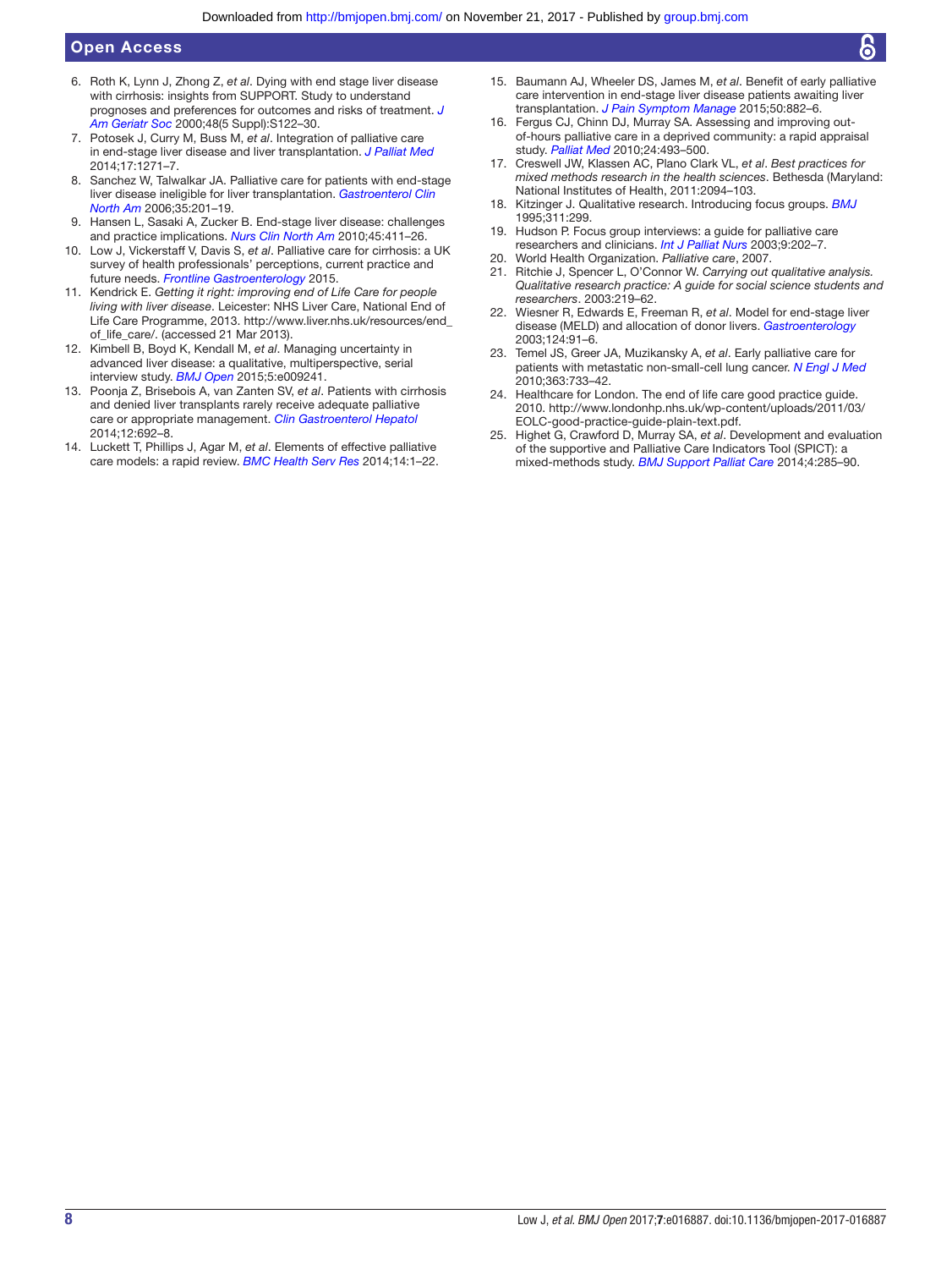6. Roth K, Lynn J, Zhong Z, *et al*. Dying with end stage liver disease with cirrhosis: insights from SUPPORT. Study to understand prognoses and preferences for outcomes and risks of treatment. *J Am Geriatr Soc* 2000;48(5 Suppl):S122–30.
7. Potosek J, Curry M, Buss M, *et al*. Integration of palliative care in end-stage liver disease and liver transplantation. *J Palliat Med* 2014;17:1271–7.
8. Sanchez W, Talwalkar JA. Palliative care for patients with end-stage liver disease ineligible for liver transplantation. *Gastroenterol Clin North Am* 2006;35:201–19.
9. Hansen L, Sasaki A, Zucker B. End-stage liver disease: challenges and practice implications. *Nurs Clin North Am* 2010;45:411–26.
10. Low J, Vickerstaff V, Davis S, *et al*. Palliative care for cirrhosis: a UK survey of health professionals' perceptions, current practice and future needs. *Frontline Gastroenterology* 2015.
11. Kendrick E. *Getting it right: improving end of Life Care for people living with liver disease*. Leicester: NHS Liver Care, National End of Life Care Programme, 2013. http://www.liver.nhs.uk/resources/end_of_life_care/. (accessed 21 Mar 2013).
12. Kimbell B, Boyd K, Kendall M, *et al*. Managing uncertainty in advanced liver disease: a qualitative, multiperspective, serial interview study. *BMJ Open* 2015;5:e009241.
13. Poonja Z, Brisebois A, van Zanten SV, *et al*. Patients with cirrhosis and denied liver transplants rarely receive adequate palliative care or appropriate management. *Clin Gastroenterol Hepatol* 2014;12:692–8.
14. Luckett T, Phillips J, Agar M, *et al*. Elements of effective palliative care models: a rapid review. *BMC Health Serv Res* 2014;14:1–22.
15. Baumann AJ, Wheeler DS, James M, *et al*. Benefit of early palliative care intervention in end-stage liver disease patients awaiting liver transplantation. *J Pain Symptom Manage* 2015;50:882–6.
16. Fergus CJ, Chinn DJ, Murray SA. Assessing and improving out-of-hours palliative care in a deprived community: a rapid appraisal study. *Palliat Med* 2010;24:493–500.
17. Creswell JW, Klassen AC, Plano Clark VL, *et al*. *Best practices for mixed methods research in the health sciences*. Bethesda (Maryland: National Institutes of Health, 2011:2094–103.
18. Kitzinger J. Qualitative research. Introducing focus groups. *BMJ* 1995;311:299.
19. Hudson P. Focus group interviews: a guide for palliative care researchers and clinicians. *Int J Palliat Nurs* 2003;9:202–7.
20. World Health Organization. *Palliative care*, 2007.
21. Ritchie J, Spencer L, O'Connor W. *Carrying out qualitative analysis. Qualitative research practice: A guide for social science students and researchers*. 2003:219–62.
22. Wiesner R, Edwards E, Freeman R, *et al*. Model for end-stage liver disease (MELD) and allocation of donor livers. *Gastroenterology* 2003;124:91–6.
23. Temel JS, Greer JA, Muzikansky A, *et al*. Early palliative care for patients with metastatic non-small-cell lung cancer. *N Engl J Med* 2010;363:733–42.
24. Healthcare for London. The end of life care good practice guide. 2010. http://www.londonhp.nhs.uk/wp-content/uploads/2011/03/EOLC-good-practice-guide-plain-text.pdf.
25. Highet G, Crawford D, Murray SA, *et al*. Development and evaluation of the supportive and Palliative Care Indicators Tool (SPICT): a mixed-methods study. *BMJ Support Palliat Care* 2014;4:285–90.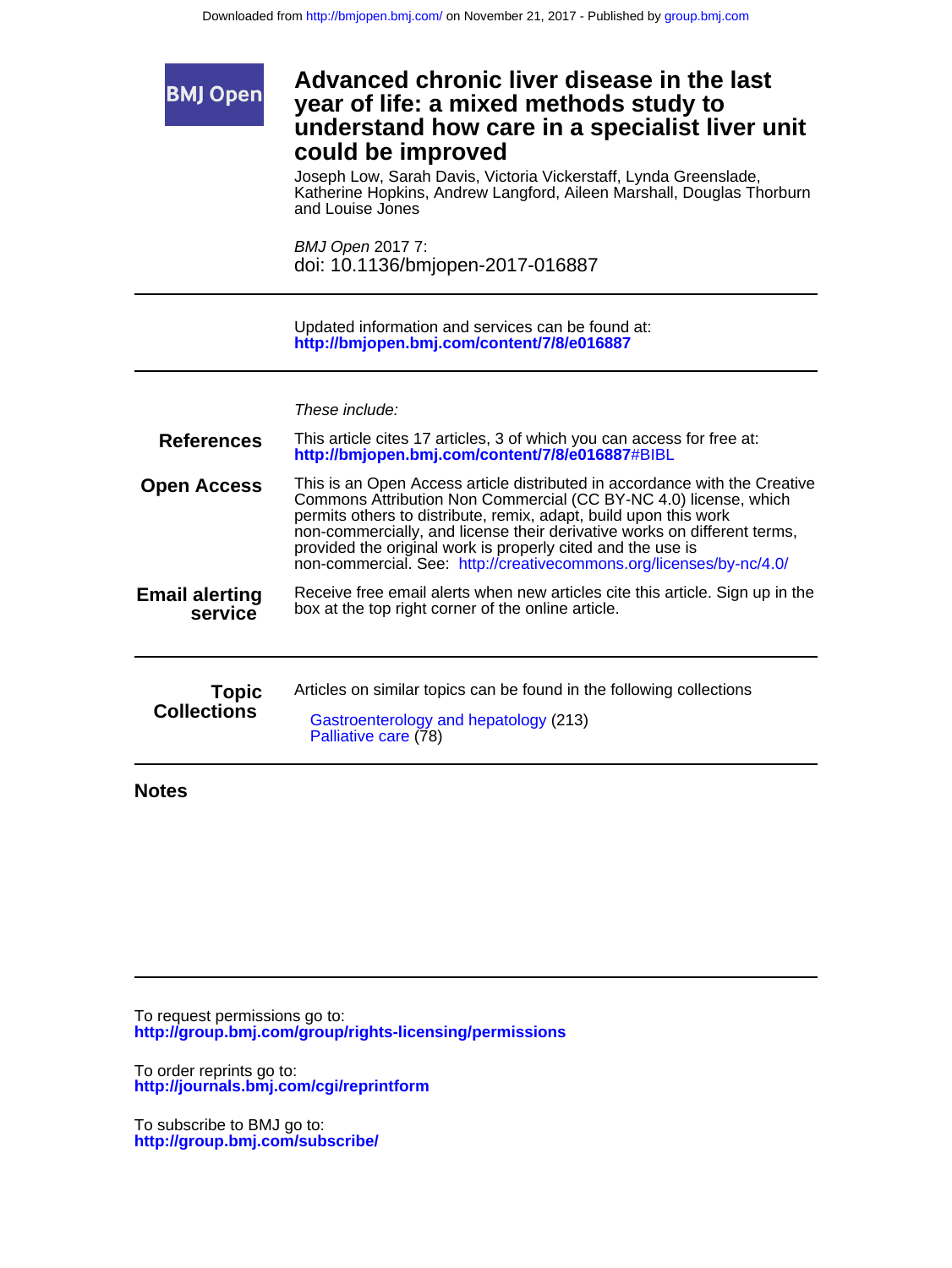BMJ Open

# Advanced chronic liver disease in the last year of life: a mixed methods study to understand how care in a specialist liver unit could be improved

Joseph Low, Sarah Davis, Victoria Vickerstaff, Lynda Greenslade, Katherine Hopkins, Andrew Langford, Aileen Marshall, Douglas Thorburn and Louise Jones

*BMJ Open* 2017 7:
doi: 10.1136/bmjopen-2017-016887

Updated information and services can be found at:
**http://bmjopen.bmj.com/content/7/8/e016887**

*These include:*

**References**
This article cites 17 articles, 3 of which you can access for free at:
**http://bmjopen.bmj.com/content/7/8/e016887**#BIBL

**Open Access**
This is an Open Access article distributed in accordance with the Creative Commons Attribution Non Commercial (CC BY-NC 4.0) license, which permits others to distribute, remix, adapt, build upon this work non-commercially, and license their derivative works on different terms, provided the original work is properly cited and the use is non-commercial. See: http://creativecommons.org/licenses/by-nc/4.0/

**Email alerting service**
Receive free email alerts when new articles cite this article. Sign up in the box at the top right corner of the online article.

**Topic Collections**
Articles on similar topics can be found in the following collections

Gastroenterology and hepatology (213)
Palliative care (78)

## Notes

To request permissions go to:
**http://group.bmj.com/group/rights-licensing/permissions**

To order reprints go to:
**http://journals.bmj.com/cgi/reprintform**

To subscribe to BMJ go to:
**http://group.bmj.com/subscribe/**